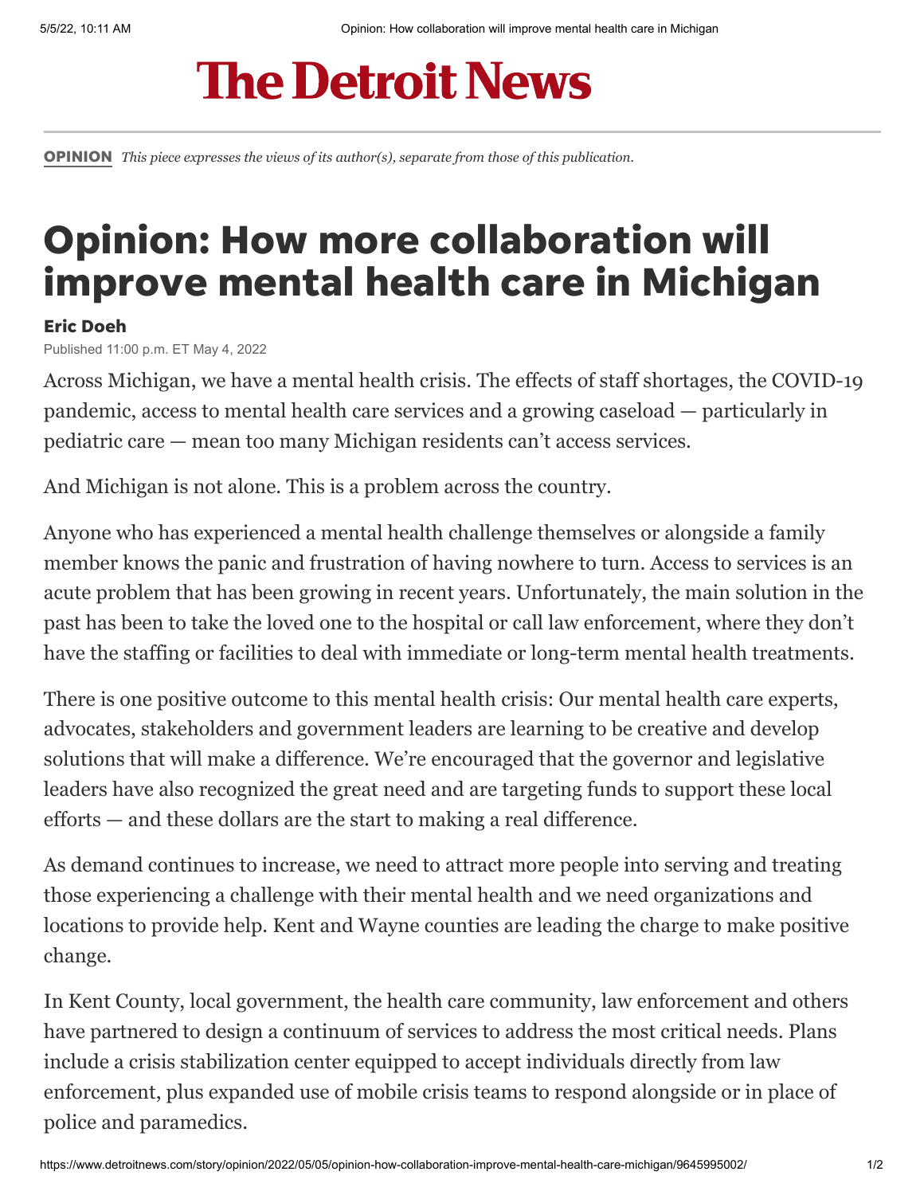# The Detroit News

**OPINION** *This piece expresses the views of its author(s), separate from those of this publication.*

# Opinion: How more collaboration will improve mental health care in Michigan

**Eric Doeh**

Published 11:00 p.m. ET May 4, 2022

Across Michigan, we have a mental health crisis. The effects of staff shortages, the COVID-19 pandemic, access to mental health care services and a growing caseload — particularly in pediatric care — mean too many Michigan residents can't access services.

And Michigan is not alone. This is a problem across the country.

Anyone who has experienced a mental health challenge themselves or alongside a family member knows the panic and frustration of having nowhere to turn. Access to services is an acute problem that has been growing in recent years. Unfortunately, the main solution in the past has been to take the loved one to the hospital or call law enforcement, where they don't have the staffing or facilities to deal with immediate or long-term mental health treatments.

There is one positive outcome to this mental health crisis: Our mental health care experts, advocates, stakeholders and government leaders are learning to be creative and develop solutions that will make a difference. We're encouraged that the governor and legislative leaders have also recognized the great need and are targeting funds to support these local efforts — and these dollars are the start to making a real difference.

As demand continues to increase, we need to attract more people into serving and treating those experiencing a challenge with their mental health and we need organizations and locations to provide help. Kent and Wayne counties are leading the charge to make positive change.

In Kent County, local government, the health care community, law enforcement and others have partnered to design a continuum of services to address the most critical needs. Plans include a crisis stabilization center equipped to accept individuals directly from law enforcement, plus expanded use of mobile crisis teams to respond alongside or in place of police and paramedics.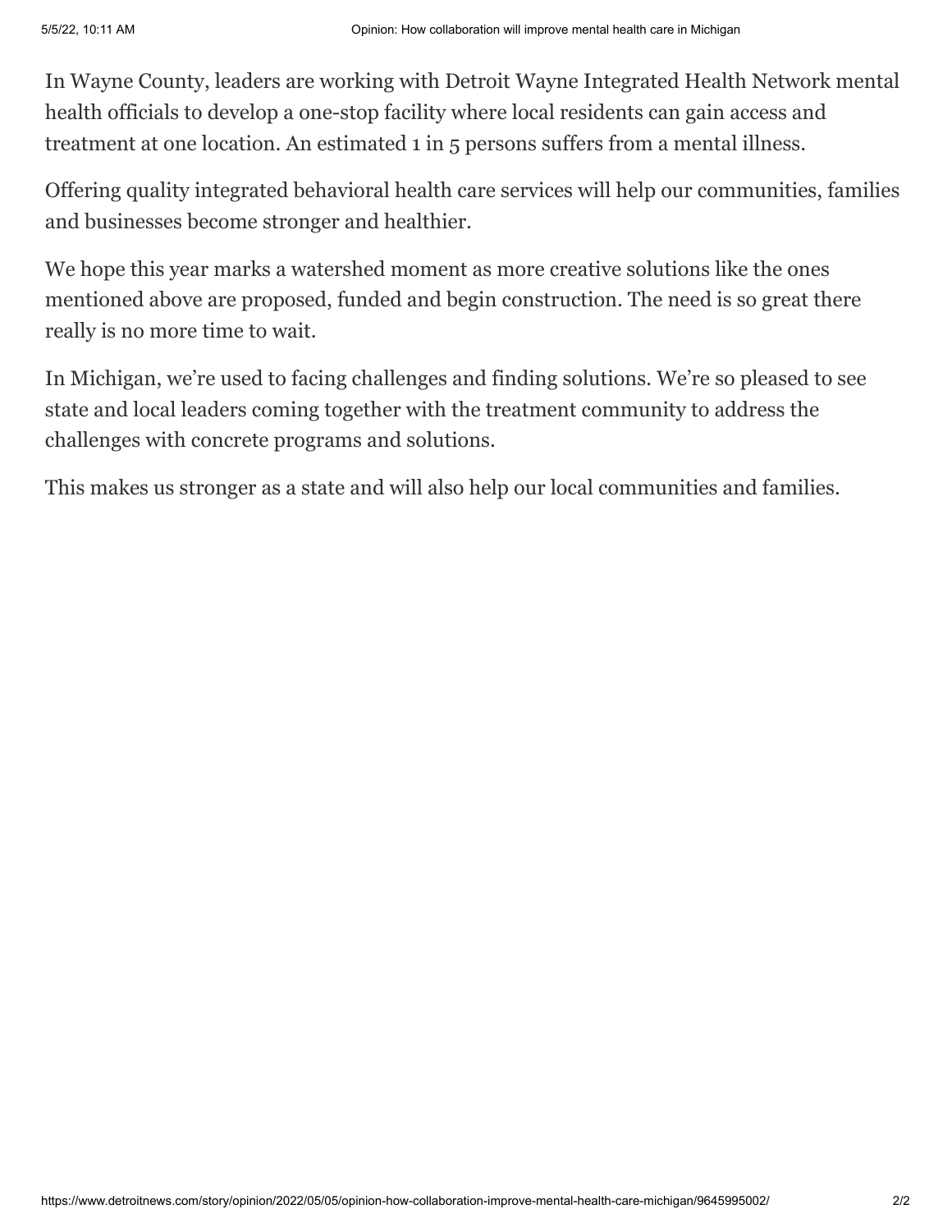In Wayne County, leaders are working with Detroit Wayne Integrated Health Network mental health officials to develop a one-stop facility where local residents can gain access and treatment at one location. An estimated 1 in 5 persons suffers from a mental illness.

Offering quality integrated behavioral health care services will help our communities, families and businesses become stronger and healthier.

We hope this year marks a watershed moment as more creative solutions like the ones mentioned above are proposed, funded and begin construction. The need is so great there really is no more time to wait.

In Michigan, we're used to facing challenges and finding solutions. We're so pleased to see state and local leaders coming together with the treatment community to address the challenges with concrete programs and solutions.

This makes us stronger as a state and will also help our local communities and families.